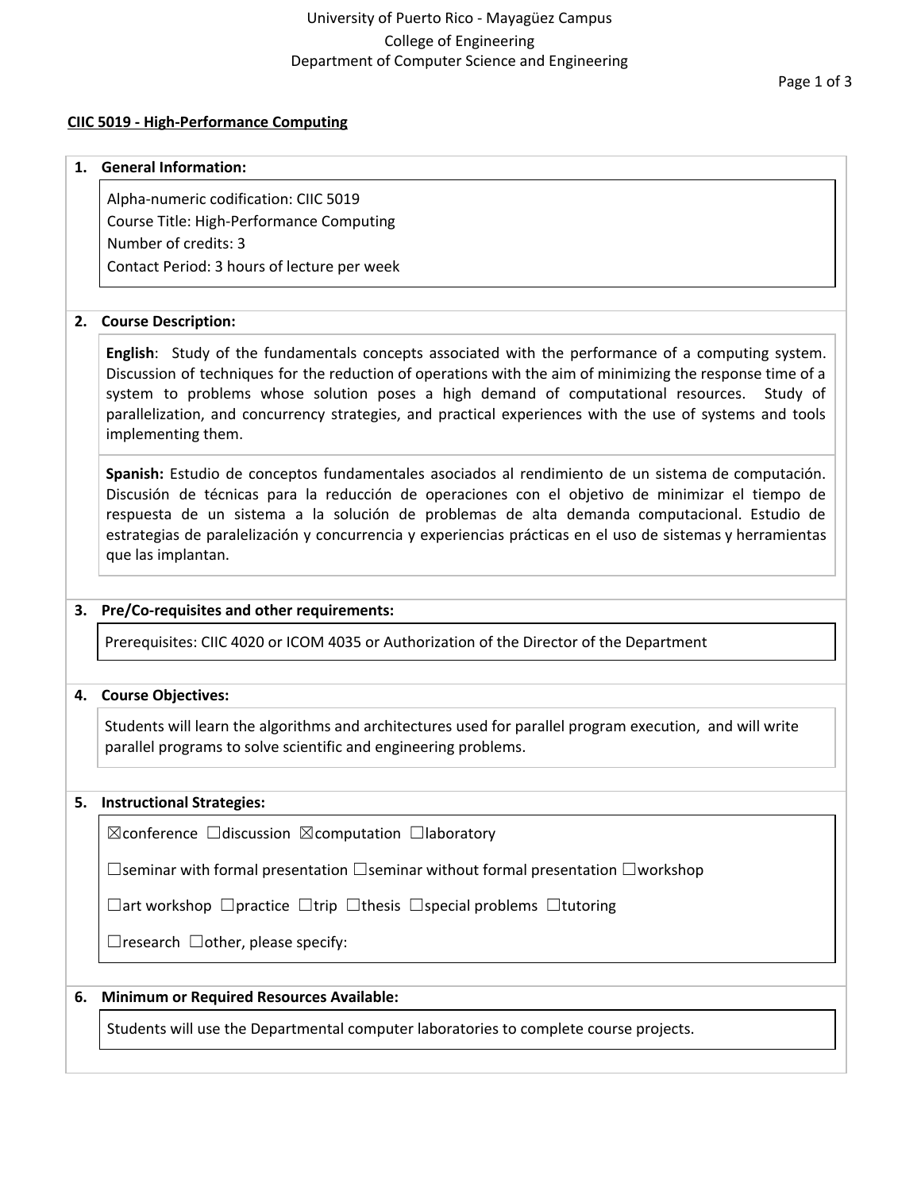University of Puerto Rico - Mayagüez Campus
College of Engineering
Department of Computer Science and Engineering

## CIIC 5019 - High-Performance Computing

### 1. General Information:

Alpha-numeric codification: CIIC 5019
Course Title: High-Performance Computing
Number of credits: 3
Contact Period: 3 hours of lecture per week

### 2. Course Description:

**English**: Study of the fundamentals concepts associated with the performance of a computing system. Discussion of techniques for the reduction of operations with the aim of minimizing the response time of a system to problems whose solution poses a high demand of computational resources. Study of parallelization, and concurrency strategies, and practical experiences with the use of systems and tools implementing them.

**Spanish:** Estudio de conceptos fundamentales asociados al rendimiento de un sistema de computación. Discusión de técnicas para la reducción de operaciones con el objetivo de minimizar el tiempo de respuesta de un sistema a la solución de problemas de alta demanda computacional. Estudio de estrategias de paralelización y concurrencia y experiencias prácticas en el uso de sistemas y herramientas que las implantan.

### 3. Pre/Co-requisites and other requirements:

Prerequisites: CIIC 4020 or ICOM 4035 or Authorization of the Director of the Department

### 4. Course Objectives:

Students will learn the algorithms and architectures used for parallel program execution, and will write parallel programs to solve scientific and engineering problems.

### 5. Instructional Strategies:

☒conference ☐discussion ☒computation ☐laboratory

☐seminar with formal presentation ☐seminar without formal presentation ☐workshop

☐art workshop ☐practice ☐trip ☐thesis ☐special problems ☐tutoring

☐research ☐other, please specify:

### 6. Minimum or Required Resources Available:

Students will use the Departmental computer laboratories to complete course projects.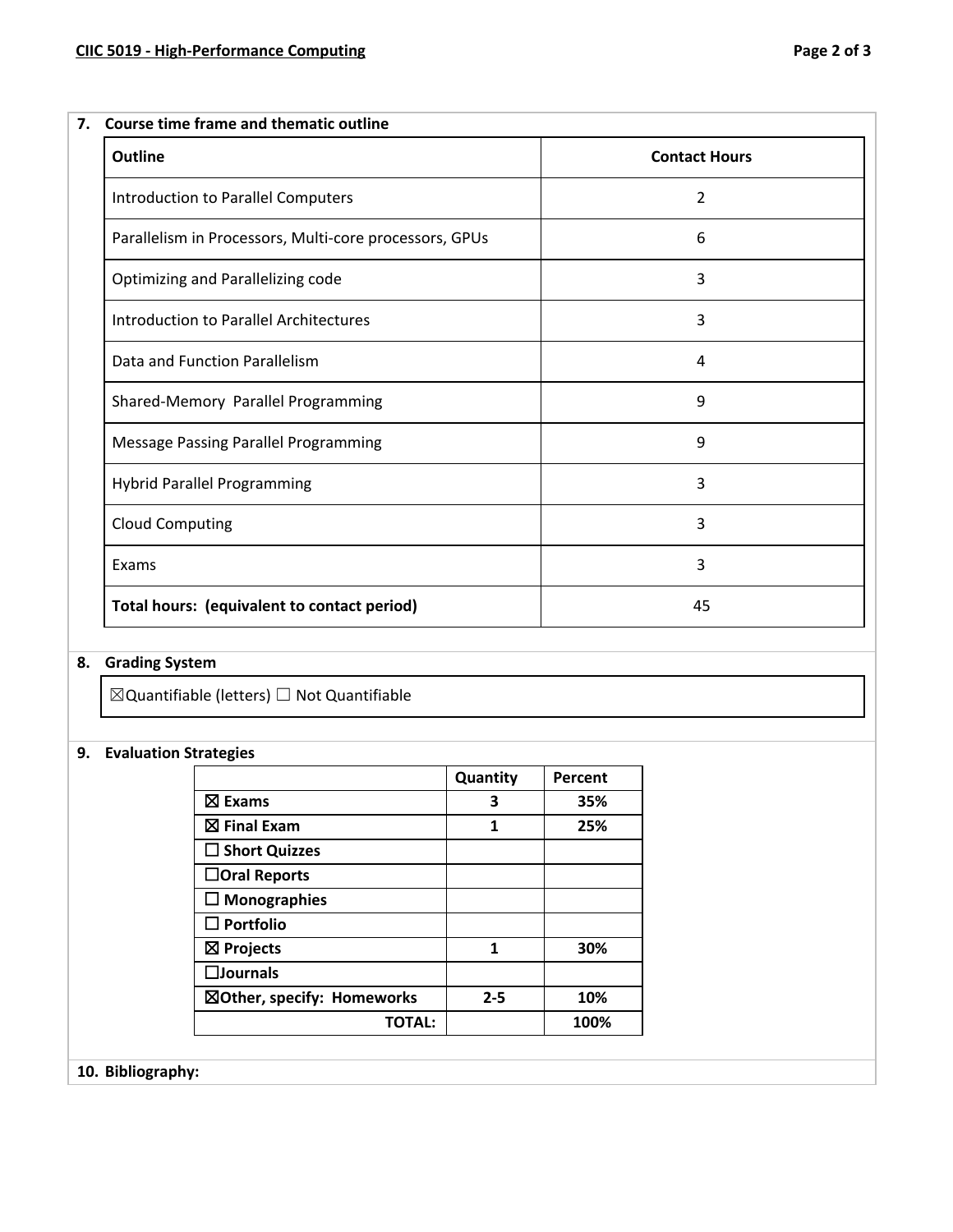## 7. Course time frame and thematic outline

| Outline | Contact Hours |
|---|---|
| Introduction to Parallel Computers | 2 |
| Parallelism in Processors, Multi-core processors, GPUs | 6 |
| Optimizing and Parallelizing code | 3 |
| Introduction to Parallel Architectures | 3 |
| Data and Function Parallelism | 4 |
| Shared-Memory Parallel Programming | 9 |
| Message Passing Parallel Programming | 9 |
| Hybrid Parallel Programming | 3 |
| Cloud Computing | 3 |
| Exams | 3 |
| **Total hours: (equivalent to contact period)** | 45 |

## 8. Grading System

☒Quantifiable (letters) ☐ Not Quantifiable

## 9. Evaluation Strategies

| | Quantity | Percent |
|---|---|---|
| **☒ Exams** | **3** | **35%** |
| **☒ Final Exam** | **1** | **25%** |
| **☐ Short Quizzes** | | |
| **☐Oral Reports** | | |
| **☐ Monographies** | | |
| **☐ Portfolio** | | |
| **☒ Projects** | **1** | **30%** |
| **☐Journals** | | |
| **☒Other, specify: Homeworks** | **2-5** | **10%** |
| **TOTAL:** | | **100%** |

## 10. Bibliography: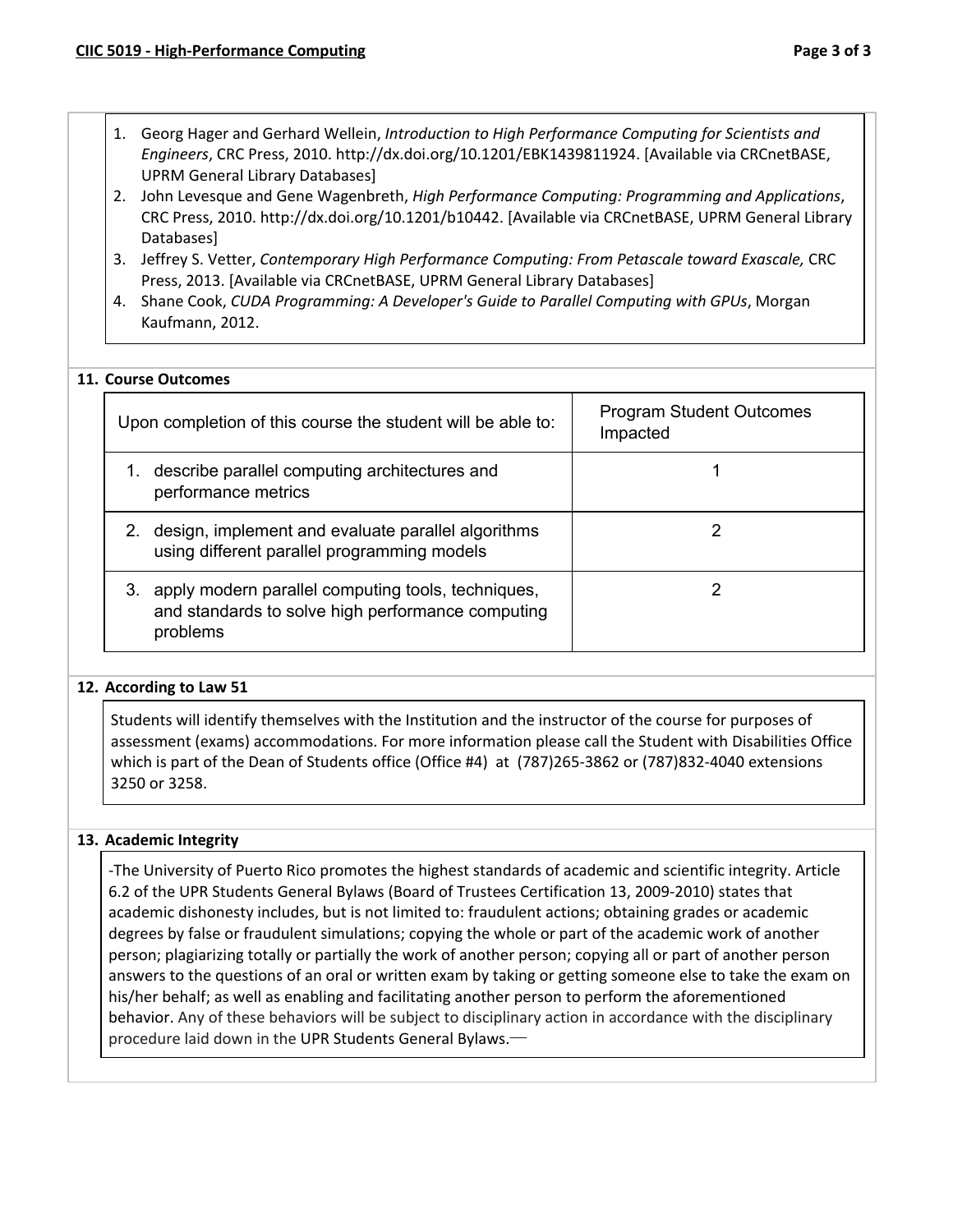1. Georg Hager and Gerhard Wellein, *Introduction to High Performance Computing for Scientists and Engineers*, CRC Press, 2010. http://dx.doi.org/10.1201/EBK1439811924. [Available via CRCnetBASE, UPRM General Library Databases]
2. John Levesque and Gene Wagenbreth, *High Performance Computing: Programming and Applications*, CRC Press, 2010. http://dx.doi.org/10.1201/b10442. [Available via CRCnetBASE, UPRM General Library Databases]
3. Jeffrey S. Vetter, *Contemporary High Performance Computing: From Petascale toward Exascale,* CRC Press, 2013. [Available via CRCnetBASE, UPRM General Library Databases]
4. Shane Cook, *CUDA Programming: A Developer's Guide to Parallel Computing with GPUs*, Morgan Kaufmann, 2012.

## 11. Course Outcomes

| Upon completion of this course the student will be able to: | Program Student Outcomes Impacted |
|---|---|
| 1. describe parallel computing architectures and performance metrics | 1 |
| 2. design, implement and evaluate parallel algorithms using different parallel programming models | 2 |
| 3. apply modern parallel computing tools, techniques, and standards to solve high performance computing problems | 2 |

## 12. According to Law 51

Students will identify themselves with the Institution and the instructor of the course for purposes of assessment (exams) accommodations. For more information please call the Student with Disabilities Office which is part of the Dean of Students office (Office #4) at (787)265-3862 or (787)832-4040 extensions 3250 or 3258.

## 13. Academic Integrity

-The University of Puerto Rico promotes the highest standards of academic and scientific integrity. Article 6.2 of the UPR Students General Bylaws (Board of Trustees Certification 13, 2009-2010) states that academic dishonesty includes, but is not limited to: fraudulent actions; obtaining grades or academic degrees by false or fraudulent simulations; copying the whole or part of the academic work of another person; plagiarizing totally or partially the work of another person; copying all or part of another person answers to the questions of an oral or written exam by taking or getting someone else to take the exam on his/her behalf; as well as enabling and facilitating another person to perform the aforementioned behavior. Any of these behaviors will be subject to disciplinary action in accordance with the disciplinary procedure laid down in the UPR Students General Bylaws.—